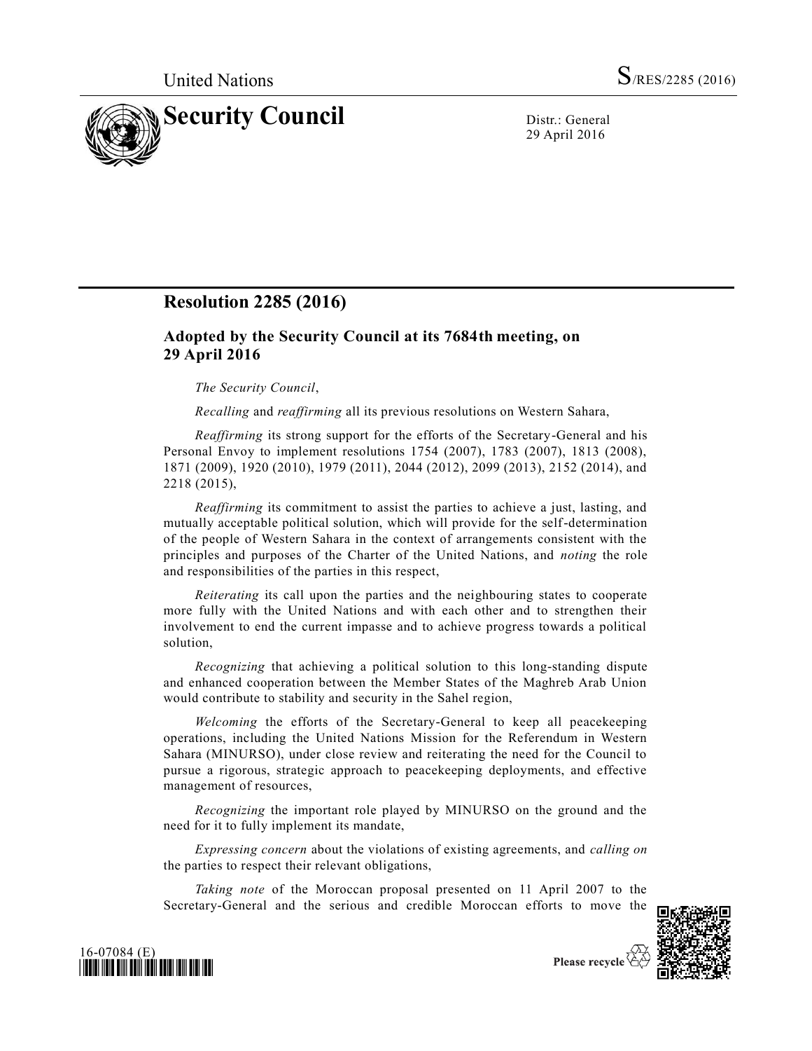United Nations

S/RES/2285 (2016)

# Security Council

Distr.: General
29 April 2016

## Resolution 2285 (2016)

### Adopted by the Security Council at its 7684th meeting, on 29 April 2016

*The Security Council*,

*Recalling* and *reaffirming* all its previous resolutions on Western Sahara,

*Reaffirming* its strong support for the efforts of the Secretary-General and his Personal Envoy to implement resolutions 1754 (2007), 1783 (2007), 1813 (2008), 1871 (2009), 1920 (2010), 1979 (2011), 2044 (2012), 2099 (2013), 2152 (2014), and 2218 (2015),

*Reaffirming* its commitment to assist the parties to achieve a just, lasting, and mutually acceptable political solution, which will provide for the self-determination of the people of Western Sahara in the context of arrangements consistent with the principles and purposes of the Charter of the United Nations, and *noting* the role and responsibilities of the parties in this respect,

*Reiterating* its call upon the parties and the neighbouring states to cooperate more fully with the United Nations and with each other and to strengthen their involvement to end the current impasse and to achieve progress towards a political solution,

*Recognizing* that achieving a political solution to this long-standing dispute and enhanced cooperation between the Member States of the Maghreb Arab Union would contribute to stability and security in the Sahel region,

*Welcoming* the efforts of the Secretary-General to keep all peacekeeping operations, including the United Nations Mission for the Referendum in Western Sahara (MINURSO), under close review and reiterating the need for the Council to pursue a rigorous, strategic approach to peacekeeping deployments, and effective management of resources,

*Recognizing* the important role played by MINURSO on the ground and the need for it to fully implement its mandate,

*Expressing concern* about the violations of existing agreements, and *calling on* the parties to respect their relevant obligations,

*Taking note* of the Moroccan proposal presented on 11 April 2007 to the Secretary-General and the serious and credible Moroccan efforts to move the

16-07084 (E)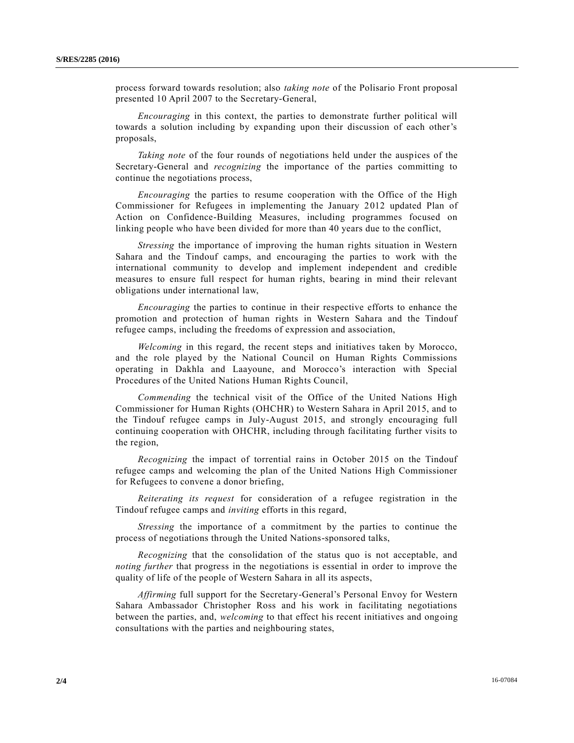process forward towards resolution; also *taking note* of the Polisario Front proposal presented 10 April 2007 to the Secretary-General,

*Encouraging* in this context, the parties to demonstrate further political will towards a solution including by expanding upon their discussion of each other's proposals,

*Taking note* of the four rounds of negotiations held under the auspices of the Secretary-General and *recognizing* the importance of the parties committing to continue the negotiations process,

*Encouraging* the parties to resume cooperation with the Office of the High Commissioner for Refugees in implementing the January 2012 updated Plan of Action on Confidence-Building Measures, including programmes focused on linking people who have been divided for more than 40 years due to the conflict,

*Stressing* the importance of improving the human rights situation in Western Sahara and the Tindouf camps, and encouraging the parties to work with the international community to develop and implement independent and credible measures to ensure full respect for human rights, bearing in mind their relevant obligations under international law,

*Encouraging* the parties to continue in their respective efforts to enhance the promotion and protection of human rights in Western Sahara and the Tindouf refugee camps, including the freedoms of expression and association,

*Welcoming* in this regard, the recent steps and initiatives taken by Morocco, and the role played by the National Council on Human Rights Commissions operating in Dakhla and Laayoune, and Morocco's interaction with Special Procedures of the United Nations Human Rights Council,

*Commending* the technical visit of the Office of the United Nations High Commissioner for Human Rights (OHCHR) to Western Sahara in April 2015, and to the Tindouf refugee camps in July-August 2015, and strongly encouraging full continuing cooperation with OHCHR, including through facilitating further visits to the region,

*Recognizing* the impact of torrential rains in October 2015 on the Tindouf refugee camps and welcoming the plan of the United Nations High Commissioner for Refugees to convene a donor briefing,

*Reiterating its request* for consideration of a refugee registration in the Tindouf refugee camps and *inviting* efforts in this regard,

*Stressing* the importance of a commitment by the parties to continue the process of negotiations through the United Nations-sponsored talks,

*Recognizing* that the consolidation of the status quo is not acceptable, and *noting further* that progress in the negotiations is essential in order to improve the quality of life of the people of Western Sahara in all its aspects,

*Affirming* full support for the Secretary-General's Personal Envoy for Western Sahara Ambassador Christopher Ross and his work in facilitating negotiations between the parties, and, *welcoming* to that effect his recent initiatives and ongoing consultations with the parties and neighbouring states,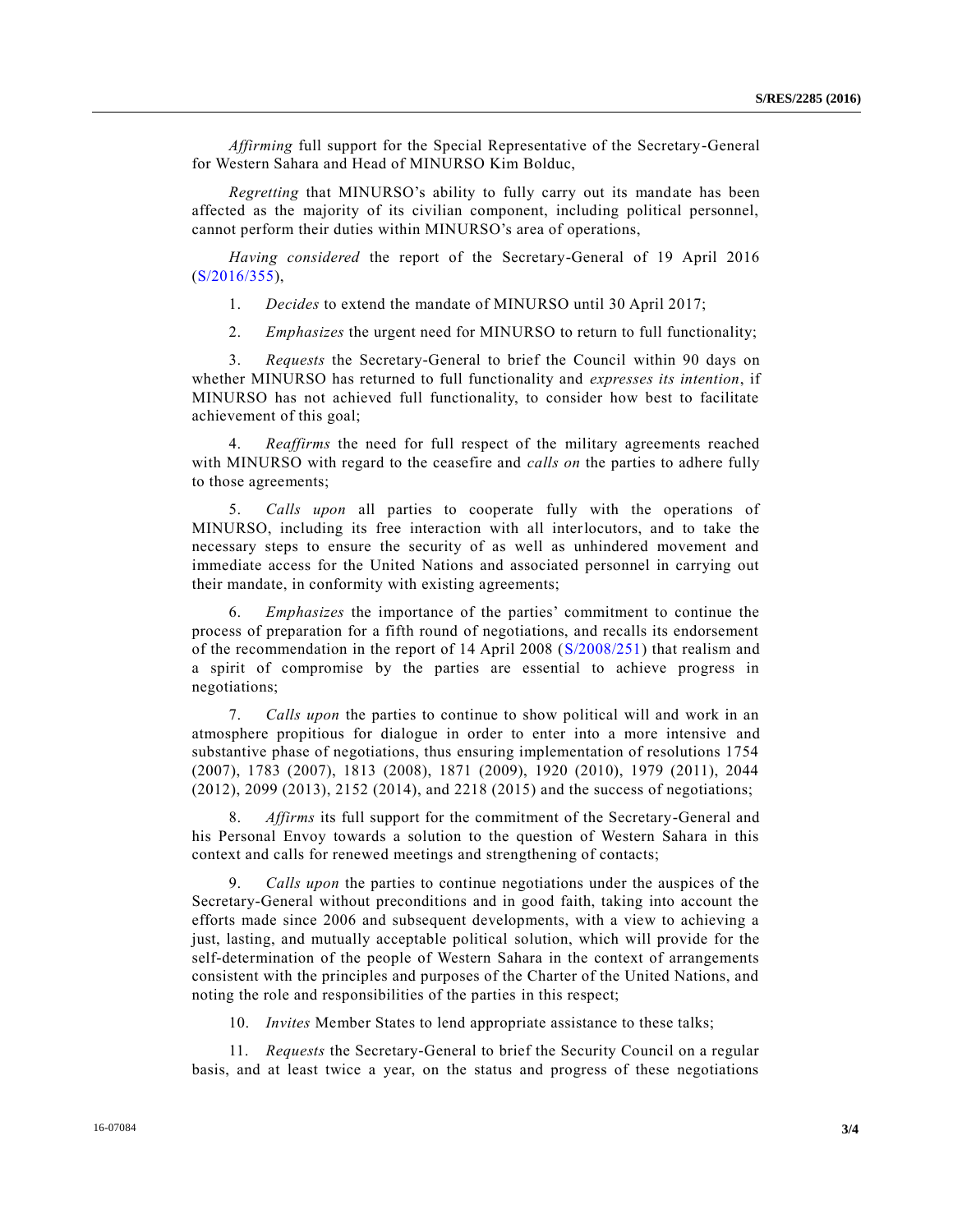*Affirming* full support for the Special Representative of the Secretary-General for Western Sahara and Head of MINURSO Kim Bolduc,

*Regretting* that MINURSO's ability to fully carry out its mandate has been affected as the majority of its civilian component, including political personnel, cannot perform their duties within MINURSO's area of operations,

*Having considered* the report of the Secretary-General of 19 April 2016 (S/2016/355),

1. *Decides* to extend the mandate of MINURSO until 30 April 2017;

2. *Emphasizes* the urgent need for MINURSO to return to full functionality;

3. *Requests* the Secretary-General to brief the Council within 90 days on whether MINURSO has returned to full functionality and *expresses its intention*, if MINURSO has not achieved full functionality, to consider how best to facilitate achievement of this goal;

4. *Reaffirms* the need for full respect of the military agreements reached with MINURSO with regard to the ceasefire and *calls on* the parties to adhere fully to those agreements;

5. *Calls upon* all parties to cooperate fully with the operations of MINURSO, including its free interaction with all interlocutors, and to take the necessary steps to ensure the security of as well as unhindered movement and immediate access for the United Nations and associated personnel in carrying out their mandate, in conformity with existing agreements;

6. *Emphasizes* the importance of the parties' commitment to continue the process of preparation for a fifth round of negotiations, and recalls its endorsement of the recommendation in the report of 14 April 2008 (S/2008/251) that realism and a spirit of compromise by the parties are essential to achieve progress in negotiations;

7. *Calls upon* the parties to continue to show political will and work in an atmosphere propitious for dialogue in order to enter into a more intensive and substantive phase of negotiations, thus ensuring implementation of resolutions 1754 (2007), 1783 (2007), 1813 (2008), 1871 (2009), 1920 (2010), 1979 (2011), 2044 (2012), 2099 (2013), 2152 (2014), and 2218 (2015) and the success of negotiations;

8. *Affirms* its full support for the commitment of the Secretary-General and his Personal Envoy towards a solution to the question of Western Sahara in this context and calls for renewed meetings and strengthening of contacts;

9. *Calls upon* the parties to continue negotiations under the auspices of the Secretary-General without preconditions and in good faith, taking into account the efforts made since 2006 and subsequent developments, with a view to achieving a just, lasting, and mutually acceptable political solution, which will provide for the self-determination of the people of Western Sahara in the context of arrangements consistent with the principles and purposes of the Charter of the United Nations, and noting the role and responsibilities of the parties in this respect;

10. *Invites* Member States to lend appropriate assistance to these talks;

11. *Requests* the Secretary-General to brief the Security Council on a regular basis, and at least twice a year, on the status and progress of these negotiations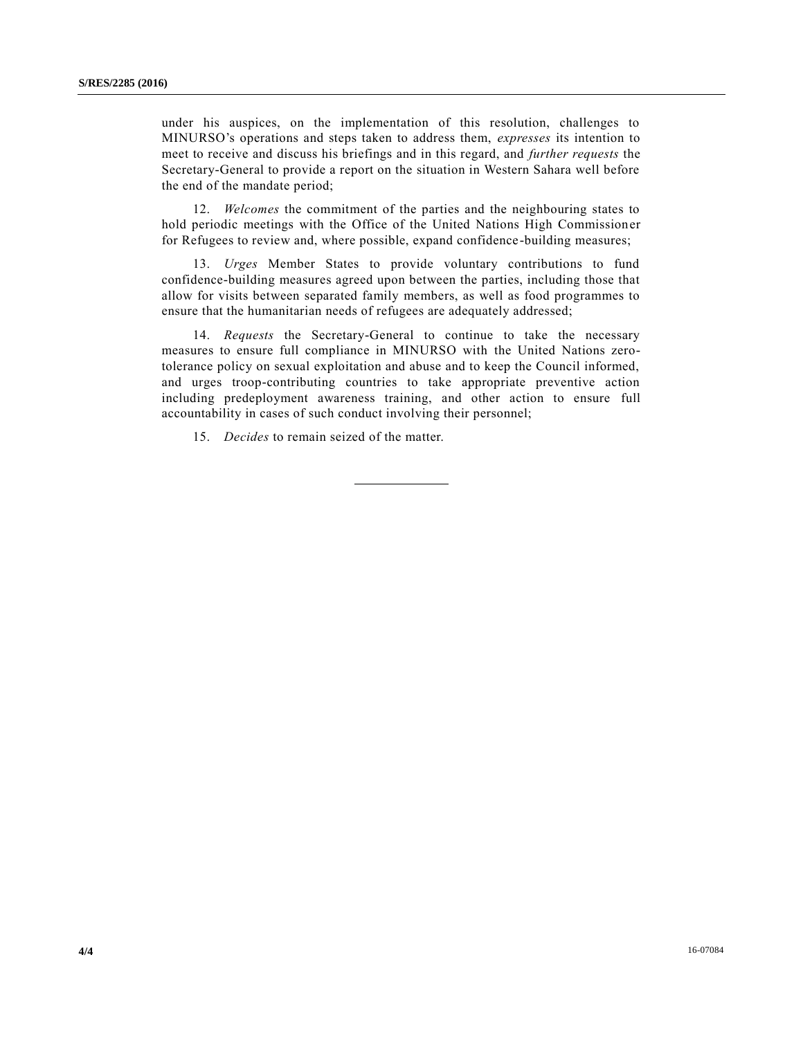under his auspices, on the implementation of this resolution, challenges to MINURSO's operations and steps taken to address them, *expresses* its intention to meet to receive and discuss his briefings and in this regard, and *further requests* the Secretary-General to provide a report on the situation in Western Sahara well before the end of the mandate period;

12. *Welcomes* the commitment of the parties and the neighbouring states to hold periodic meetings with the Office of the United Nations High Commissioner for Refugees to review and, where possible, expand confidence-building measures;

13. *Urges* Member States to provide voluntary contributions to fund confidence-building measures agreed upon between the parties, including those that allow for visits between separated family members, as well as food programmes to ensure that the humanitarian needs of refugees are adequately addressed;

14. *Requests* the Secretary-General to continue to take the necessary measures to ensure full compliance in MINURSO with the United Nations zero-tolerance policy on sexual exploitation and abuse and to keep the Council informed, and urges troop-contributing countries to take appropriate preventive action including predeployment awareness training, and other action to ensure full accountability in cases of such conduct involving their personnel;

15. *Decides* to remain seized of the matter.